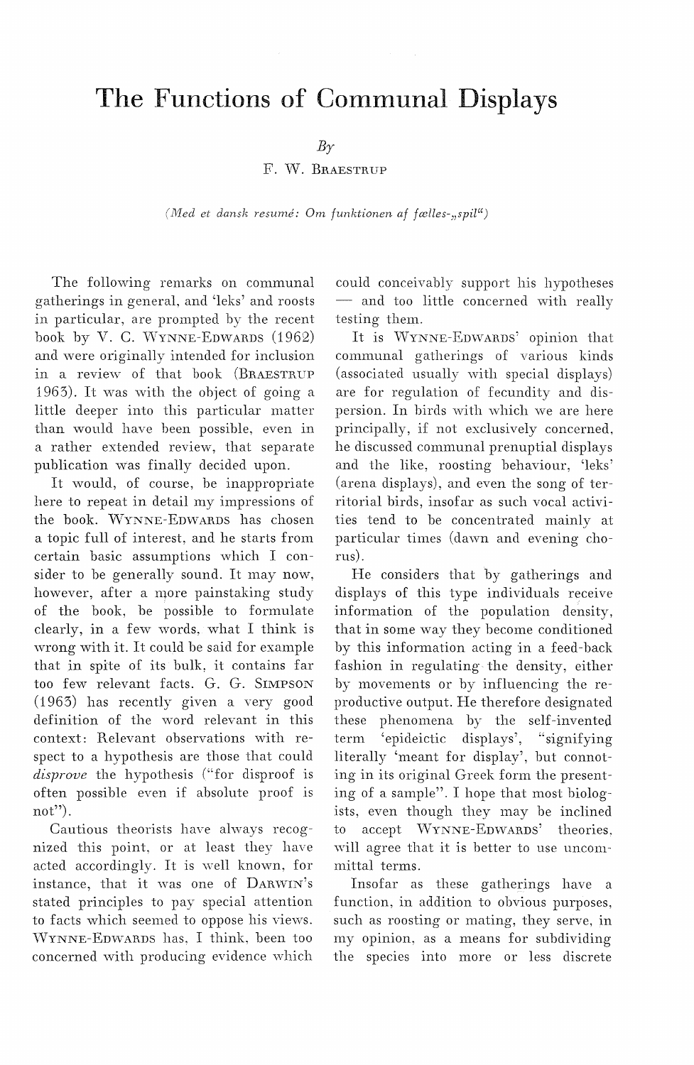# The Functions of Communal Displays

*By*

F. W. BRAESTRUP

*(Med et dansk resumé: Om funktionen af fælles-„spil")*

The following remarks on communal gatherings in general, and 'leks' and roosts in particular, are prompted by the recent book by V. C. WYNNE-EDWARDS (1962) and were originally intended for inclusion in a review of that book (BRAESTRUP 1963). It was with the object of going a little deeper into this particular matter than would have been possible, even in a rather extended review, that separate publication was finally decided upon.

It would, of course, be inappropriate here to repeat in detail my impressions of the book. WYNNE-EDWARDS has chosen a topic full of interest, and he starts from certain basic assumptions which I consider to be generally sound. It may now, however, after a more painstaking study of the book, be possible to formulate clearly, in a few words, what I think is wrong with it. It could be said for example that in spite of its bulk, it contains far too few relevant facts. G. G. SIMPSON (1963) has recently given a very good definition of the word relevant in this context: Relevant observations with respect to a hypothesis are those that could *disprove* the hypothesis ("for disproof is often possible even if absolute proof is not").

Cautious theorists have always recognized this point, or at least they have acted accordingly. It is well known, for instance, that it was one of DARWIN's stated principles to pay special attention to facts which seemed to oppose his views. WYNNE-EDWARDS has, I think, been too concerned with producing evidence which could conceivably support his hypotheses — and too little concerned with really testing them.

It is WYNNE-EDWARDS' opinion that communal gatherings of various kinds (associated usually with special displays) are for regulation of fecundity and dispersion. In birds with which we are here principally, if not exclusively concerned, he discussed communal prenuptial displays and the like, roosting behaviour, 'leks' (arena displays), and even the song of territorial birds, insofar as such vocal activities tend to be concentrated mainly at particular times (dawn and evening chorus).

He considers that by gatherings and displays of this type individuals receive information of the population density, that in some way they become conditioned by this information acting in a feed-back fashion in regulating the density, either by movements or by influencing the reproductive output. He therefore designated these phenomena by the self-invented term 'epideictic displays', "signifying literally 'meant for display', but connoting in its original Greek form the presenting of a sample". I hope that most biologists, even though they may be inclined to accept WYNNE-EDWARDS' theories, will agree that it is better to use uncommittal terms.

Insofar as these gatherings have a function, in addition to obvious purposes, such as roosting or mating, they serve, in my opinion, as a means for subdividing the species into more or less discrete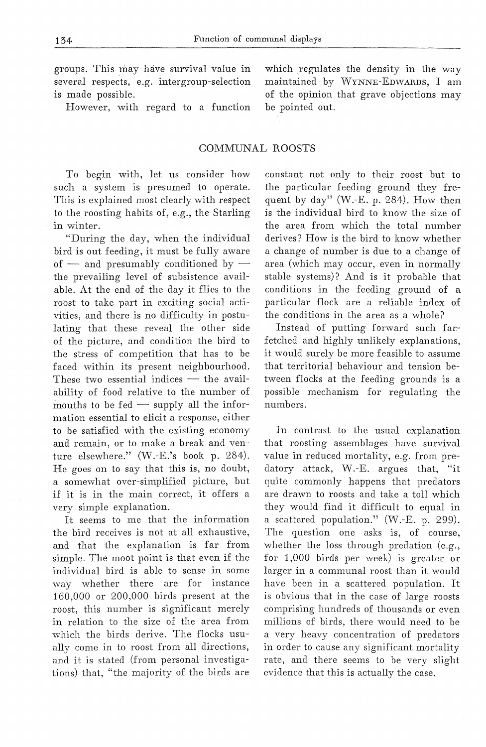groups. This may have survival value in several respects, e.g. intergroup-selection is made possible.

However, with regard to a function which regulates the density in the way maintained by WYNNE-EDWARDS, I am of the opinion that grave objections may be pointed out.

## COMMUNAL ROOSTS

To begin with, let us consider how such a system is presumed to operate. This is explained most clearly with respect to the roosting habits of, e.g., the Starling in winter.

"During the day, when the individual bird is out feeding, it must be fully aware of — and presumably conditioned by — the prevailing level of subsistence available. At the end of the day it flies to the roost to take part in exciting social activities, and there is no difficulty in postulating that these reveal the other side of the picture, and condition the bird to the stress of competition that has to be faced within its present neighbourhood. These two essential indices — the availability of food relative to the number of mouths to be fed — supply all the information essential to elicit a response, either to be satisfied with the existing economy and remain, or to make a break and venture elsewhere." (W.-E.'s book p. 284). He goes on to say that this is, no doubt, a somewhat over-simplified picture, but if it is in the main correct, it offers a very simple explanation.

It seems to me that the information the bird receives is not at all exhaustive, and that the explanation is far from simple. The moot point is that even if the individual bird is able to sense in some way whether there are for instance 160,000 or 200,000 birds present at the roost, this number is significant merely in relation to the size of the area from which the birds derive. The flocks usually come in to roost from all directions, and it is stated (from personal investigations) that, "the majority of the birds are constant not only to their roost but to the particular feeding ground they frequent by day" (W.-E. p. 284). How then is the individual bird to know the size of the area from which the total number derives? How is the bird to know whether a change of number is due to a change of area (which may occur, even in normally stable systems)? And is it probable that conditions in the feeding ground of a particular flock are a reliable index of the conditions in the area as a whole?

Instead of putting forward such far-fetched and highly unlikely explanations, it would surely be more feasible to assume that territorial behaviour and tension between flocks at the feeding grounds is a possible mechanism for regulating the numbers.

In contrast to the usual explanation that roosting assemblages have survival value in reduced mortality, e.g. from predatory attack, W.-E. argues that, "it quite commonly happens that predators are drawn to roosts and take a toll which they would find it difficult to equal in a scattered population." (W.-E. p. 299). The question one asks is, of course, whether the loss through predation (e.g., for 1,000 birds per week) is greater or larger in a communal roost than it would have been in a scattered population. It is obvious that in the case of large roosts comprising hundreds of thousands or even millions of birds, there would need to be a very heavy concentration of predators in order to cause any significant mortality rate, and there seems to be very slight evidence that this is actually the case.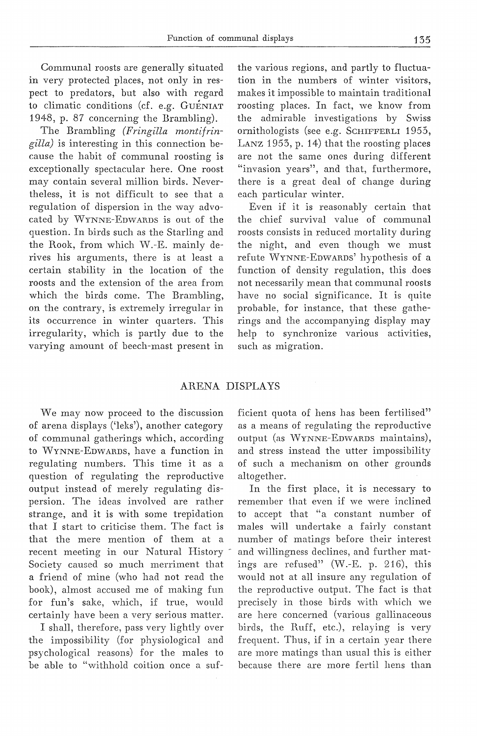Communal roosts are generally situated in very protected places, not only in respect to predators, but also with regard to climatic conditions (cf. e.g. GUÉNIAT 1948, p. 87 concerning the Brambling).

The Brambling *(Fringilla montifringilla)* is interesting in this connection because the habit of communal roosting is exceptionally spectacular here. One roost may contain several million birds. Nevertheless, it is not difficult to see that a regulation of dispersion in the way advocated by WYNNE-EDWARDS is out of the question. In birds such as the Starling and the Rook, from which W.-E. mainly derives his arguments, there is at least a certain stability in the location of the roosts and the extension of the area from which the birds come. The Brambling, on the contrary, is extremely irregular in its occurrence in winter quarters. This irregularity, which is partly due to the varying amount of beech-mast present in the various regions, and partly to fluctuation in the numbers of winter visitors, makes it impossible to maintain traditional roosting places. In fact, we know from the admirable investigations by Swiss ornithologists (see e.g. SCHIFFERLI 1953, LANZ 1953, p. 14) that the roosting places are not the same ones during different "invasion years", and that, furthermore, there is a great deal of change during each particular winter.

Even if it is reasonably certain that the chief survival value of communal roosts consists in reduced mortality during the night, and even though we must refute WYNNE-EDWARDS' hypothesis of a function of density regulation, this does not necessarily mean that communal roosts have no social significance. It is quite probable, for instance, that these gatherings and the accompanying display may help to synchronize various activities, such as migration.

## ARENA DISPLAYS

We may now proceed to the discussion of arena displays ('leks'), another category of communal gatherings which, according to WYNNE-EDWARDS, have a function in regulating numbers. This time it as a question of regulating the reproductive output instead of merely regulating dispersion. The ideas involved are rather strange, and it is with some trepidation that I start to criticise them. The fact is that the mere mention of them at a recent meeting in our Natural History Society caused so much merriment that a friend of mine (who had not read the book), almost accused me of making fun for fun's sake, which, if true, would certainly have been a very serious matter.

I shall, therefore, pass very lightly over the impossibility (for physiological and psychological reasons) for the males to be able to "withhold coition once a sufficient quota of hens has been fertilised" as a means of regulating the reproductive output (as WYNNE-EDWARDS maintains), and stress instead the utter impossibility of such a mechanism on other grounds altogether.

In the first place, it is necessary to remember that even if we were inclined to accept that "a constant number of males will undertake a fairly constant number of matings before their interest and willingness declines, and further matings are refused" (W.-E. p. 216), this would not at all insure any regulation of the reproductive output. The fact is that precisely in those birds with which we are here concerned (various gallinaceous birds, the Ruff, etc.), relaying is very frequent. Thus, if in a certain year there are more matings than usual this is either because there are more fertil hens than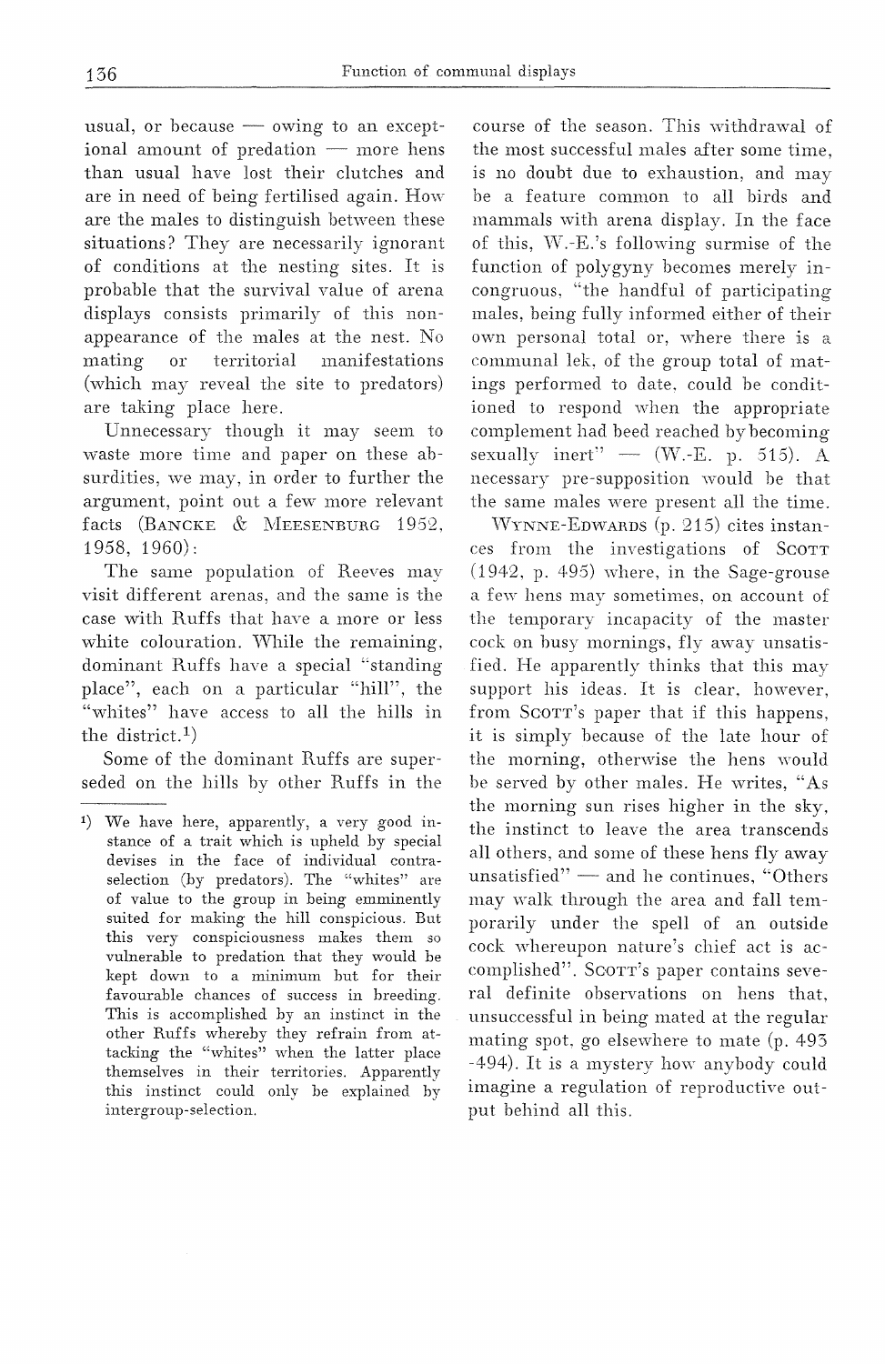usual, or because — owing to an exceptional amount of predation — more hens than usual have lost their clutches and are in need of being fertilised again. How are the males to distinguish between these situations? They are necessarily ignorant of conditions at the nesting sites. It is probable that the survival value of arena displays consists primarily of this non-appearance of the males at the nest. No mating or territorial manifestations (which may reveal the site to predators) are taking place here.

Unnecessary though it may seem to waste more time and paper on these absurdities, we may, in order to further the argument, point out a few more relevant facts (BANCKE & MEESENBURG 1952, 1958, 1960):

The same population of Reeves may visit different arenas, and the same is the case with Ruffs that have a more or less white colouration. While the remaining, dominant Ruffs have a special "standing place", each on a particular "hill", the "whites" have access to all the hills in the district.[1])

Some of the dominant Ruffs are superseded on the hills by other Ruffs in the course of the season. This withdrawal of the most successful males after some time, is no doubt due to exhaustion, and may be a feature common to all birds and mammals with arena display. In the face of this, W.-E.'s following surmise of the function of polygyny becomes merely incongruous, "the handful of participating males, being fully informed either of their own personal total or, where there is a communal lek, of the group total of matings performed to date, could be conditioned to respond when the appropriate complement had beed reached by becoming sexually inert" — (W.-E. p. 515). A necessary pre-supposition would be that the same males were present all the time.

WYNNE-EDWARDS (p. 215) cites instances from the investigations of SCOTT (1942, p. 495) where, in the Sage-grouse a few hens may sometimes, on account of the temporary incapacity of the master cock on busy mornings, fly away unsatisfied. He apparently thinks that this may support his ideas. It is clear, however, from SCOTT's paper that if this happens, it is simply because of the late hour of the morning, otherwise the hens would be served by other males. He writes, "As the morning sun rises higher in the sky, the instinct to leave the area transcends all others, and some of these hens fly away unsatisfied" — and he continues, "Others may walk through the area and fall temporarily under the spell of an outside cock whereupon nature's chief act is accomplished". SCOTT's paper contains several definite observations on hens that, unsuccessful in being mated at the regular mating spot, go elsewhere to mate (p. 493-494). It is a mystery how anybody could imagine a regulation of reproductive output behind all this.

---

[1]) We have here, apparently, a very good instance of a trait which is upheld by special devises in the face of individual contra-selection (by predators). The "whites" are of value to the group in being emminently suited for making the hill conspicious. But this very conspiciousness makes them so vulnerable to predation that they would be kept down to a minimum but for their favourable chances of success in breeding. This is accomplished by an instinct in the other Ruffs whereby they refrain from attacking the "whites" when the latter place themselves in their territories. Apparently this instinct could only be explained by intergroup-selection.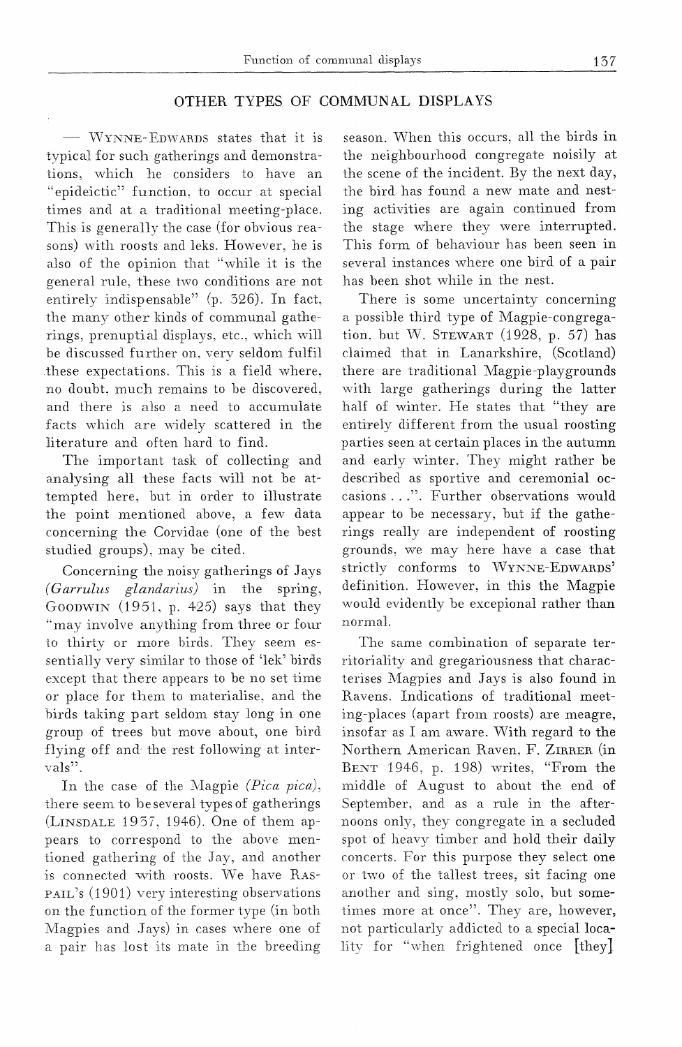## OTHER TYPES OF COMMUNAL DISPLAYS

— WYNNE-EDWARDS states that it is typical for such gatherings and demonstrations, which he considers to have an "epideictic" function, to occur at special times and at a traditional meeting-place. This is generally the case (for obvious reasons) with roosts and leks. However, he is also of the opinion that "while it is the general rule, these two conditions are not entirely indispensable" (p. 326). In fact, the many other kinds of communal gatherings, prenuptial displays, etc., which will be discussed further on, very seldom fulfil these expectations. This is a field where, no doubt, much remains to be discovered, and there is also a need to accumulate facts which are widely scattered in the literature and often hard to find.

The important task of collecting and analysing all these facts will not be attempted here, but in order to illustrate the point mentioned above, a few data concerning the Corvidae (one of the best studied groups), may be cited.

Concerning the noisy gatherings of Jays *(Garrulus glandarius)* in the spring, GOODWIN (1951, p. 425) says that they "may involve anything from three or four to thirty or more birds. They seem essentially very similar to those of 'lek' birds except that there appears to be no set time or place for them to materialise, and the birds taking part seldom stay long in one group of trees but move about, one bird flying off and the rest following at intervals".

In the case of the Magpie *(Pica pica)*, there seem to be several types of gatherings (LINSDALE 1937, 1946). One of them appears to correspond to the above mentioned gathering of the Jay, and another is connected with roosts. We have RASPAIL's (1901) very interesting observations on the function of the former type (in both Magpies and Jays) in cases where one of a pair has lost its mate in the breeding season. When this occurs, all the birds in the neighbourhood congregate noisily at the scene of the incident. By the next day, the bird has found a new mate and nesting activities are again continued from the stage where they were interrupted. This form of behaviour has been seen in several instances where one bird of a pair has been shot while in the nest.

There is some uncertainty concerning a possible third type of Magpie-congregation, but W. STEWART (1928, p. 57) has claimed that in Lanarkshire, (Scotland) there are traditional Magpie-playgrounds with large gatherings during the latter half of winter. He states that "they are entirely different from the usual roosting parties seen at certain places in the autumn and early winter. They might rather be described as sportive and ceremonial occasions . . .". Further observations would appear to be necessary, but if the gatherings really are independent of roosting grounds, we may here have a case that strictly conforms to WYNNE-EDWARDS' definition. However, in this the Magpie would evidently be excepional rather than normal.

The same combination of separate territoriality and gregariousness that characterises Magpies and Jays is also found in Ravens. Indications of traditional meeting-places (apart from roosts) are meagre, insofar as I am aware. With regard to the Northern American Raven, F. ZIRRER (in BENT 1946, p. 198) writes, "From the middle of August to about the end of September, and as a rule in the afternoons only, they congregate in a secluded spot of heavy timber and hold their daily concerts. For this purpose they select one or two of the tallest trees, sit facing one another and sing, mostly solo, but sometimes more at once". They are, however, not particularly addicted to a special locality for "when frightened once [they]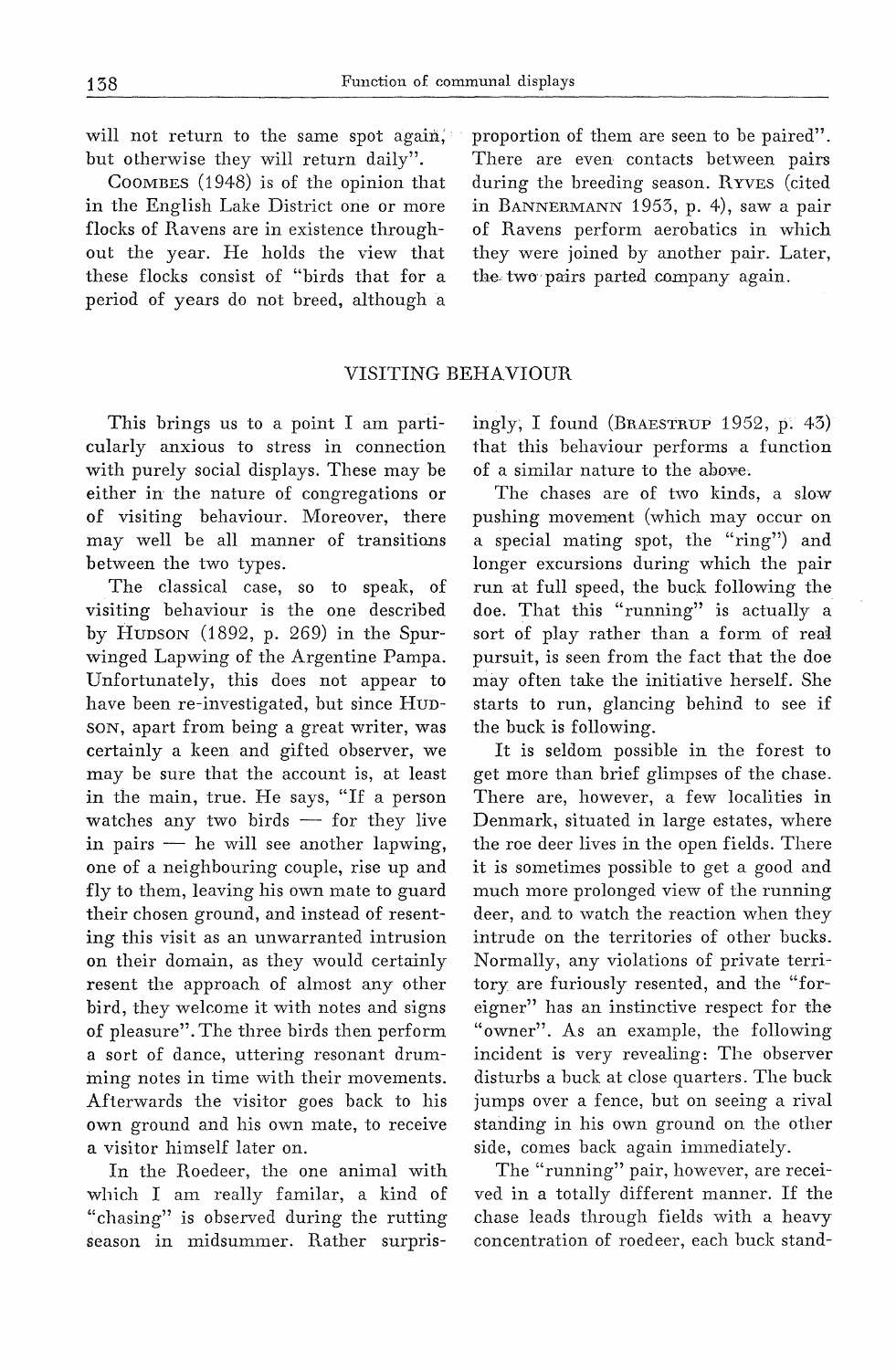will not return to the same spot again, but otherwise they will return daily".

Coombes (1948) is of the opinion that in the English Lake District one or more flocks of Ravens are in existence throughout the year. He holds the view that these flocks consist of "birds that for a period of years do not breed, although a proportion of them are seen to be paired". There are even contacts between pairs during the breeding season. Ryves (cited in Bannermann 1953, p. 4), saw a pair of Ravens perform aerobatics in which they were joined by another pair. Later, the two pairs parted company again.

## VISITING BEHAVIOUR

This brings us to a point I am particularly anxious to stress in connection with purely social displays. These may be either in the nature of congregations or of visiting behaviour. Moreover, there may well be all manner of transitions between the two types.

The classical case, so to speak, of visiting behaviour is the one described by Hudson (1892, p. 269) in the Spur-winged Lapwing of the Argentine Pampa. Unfortunately, this does not appear to have been re-investigated, but since Hudson, apart from being a great writer, was certainly a keen and gifted observer, we may be sure that the account is, at least in the main, true. He says, "If a person watches any two birds — for they live in pairs — he will see another lapwing, one of a neighbouring couple, rise up and fly to them, leaving his own mate to guard their chosen ground, and instead of resenting this visit as an unwarranted intrusion on their domain, as they would certainly resent the approach of almost any other bird, they welcome it with notes and signs of pleasure". The three birds then perform a sort of dance, uttering resonant drumming notes in time with their movements. Afterwards the visitor goes back to his own ground and his own mate, to receive a visitor himself later on.

In the Roedeer, the one animal with which I am really familar, a kind of "chasing" is observed during the rutting season in midsummer. Rather surprisingly, I found (Braestrup 1952, p. 43) that this behaviour performs a function of a similar nature to the above.

The chases are of two kinds, a slow pushing movement (which may occur on a special mating spot, the "ring") and longer excursions during which the pair run at full speed, the buck following the doe. That this "running" is actually a sort of play rather than a form of real pursuit, is seen from the fact that the doe may often take the initiative herself. She starts to run, glancing behind to see if the buck is following.

It is seldom possible in the forest to get more than brief glimpses of the chase. There are, however, a few localities in Denmark, situated in large estates, where the roe deer lives in the open fields. There it is sometimes possible to get a good and much more prolonged view of the running deer, and to watch the reaction when they intrude on the territories of other bucks. Normally, any violations of private territory are furiously resented, and the "foreigner" has an instinctive respect for the "owner". As an example, the following incident is very revealing: The observer disturbs a buck at close quarters. The buck jumps over a fence, but on seeing a rival standing in his own ground on the other side, comes back again immediately.

The "running" pair, however, are received in a totally different manner. If the chase leads through fields with a heavy concentration of roedeer, each buck stand-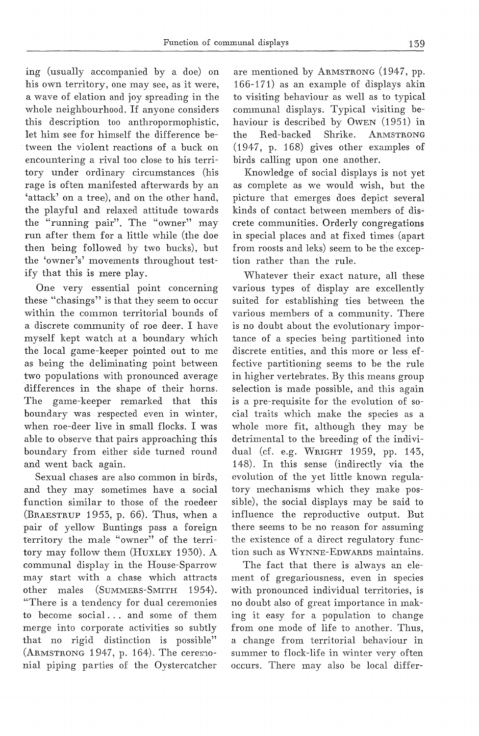ing (usually accompanied by a doe) on his own territory, one may see, as it were, a wave of elation and joy spreading in the whole neighbourhood. If anyone considers this description too anthropormophistic, let him see for himself the difference between the violent reactions of a buck on encountering a rival too close to his territory under ordinary circumstances (his rage is often manifested afterwards by an 'attack' on a tree), and on the other hand, the playful and relaxed attitude towards the "running pair". The "owner" may run after them for a little while (the doe then being followed by two bucks), but the 'owner's' movements throughout testify that this is mere play.

One very essential point concerning these "chasings" is that they seem to occur within the common territorial bounds of a discrete community of roe deer. I have myself kept watch at a boundary which the local game-keeper pointed out to me as being the deliminating point between two populations with pronounced average differences in the shape of their horns. The game-keeper remarked that this boundary was respected even in winter, when roe-deer live in small flocks. I was able to observe that pairs approaching this boundary from either side turned round and went back again.

Sexual chases are also common in birds, and they may sometimes have a social function similar to those of the roedeer (Braestrup 1953, p. 66). Thus, when a pair of yellow Buntings pass a foreign territory the male "owner" of the territory may follow them (Huxley 1930). A communal display in the House-Sparrow may start with a chase which attracts other males (Summers-Smith 1954). "There is a tendency for dual ceremonies to become social . . . and some of them merge into corporate activities so subtly that no rigid distinction is possible" (Armstrong 1947, p. 164). The ceremonial piping parties of the Oystercatcher are mentioned by Armstrong (1947, pp. 166-171) as an example of displays akin to visiting behaviour as well as to typical communal displays. Typical visiting behaviour is described by Owen (1951) in the Red-backed Shrike. Armstrong (1947, p. 168) gives other examples of birds calling upon one another.

Knowledge of social displays is not yet as complete as we would wish, but the picture that emerges does depict several kinds of contact between members of discrete communities. Orderly congregations in special places and at fixed times (apart from roosts and leks) seem to be the exception rather than the rule.

Whatever their exact nature, all these various types of display are excellently suited for establishing ties between the various members of a community. There is no doubt about the evolutionary importance of a species being partitioned into discrete entities, and this more or less effective partitioning seems to be the rule in higher vertebrates. By this means group selection is made possible, and this again is a pre-requisite for the evolution of social traits which make the species as a whole more fit, although they may be detrimental to the breeding of the individual (cf. e.g. Wright 1959, pp. 143, 148). In this sense (indirectly via the evolution of the yet little known regulatory mechanisms which they make possible), the social displays may be said to influence the reproductive output. But there seems to be no reason for assuming the existence of a direct regulatory function such as Wynne-Edwards maintains.

The fact that there is always an element of gregariousness, even in species with pronounced individual territories, is no doubt also of great importance in making it easy for a population to change from one mode of life to another. Thus, a change from territorial behaviour in summer to flock-life in winter very often occurs. There may also be local differ-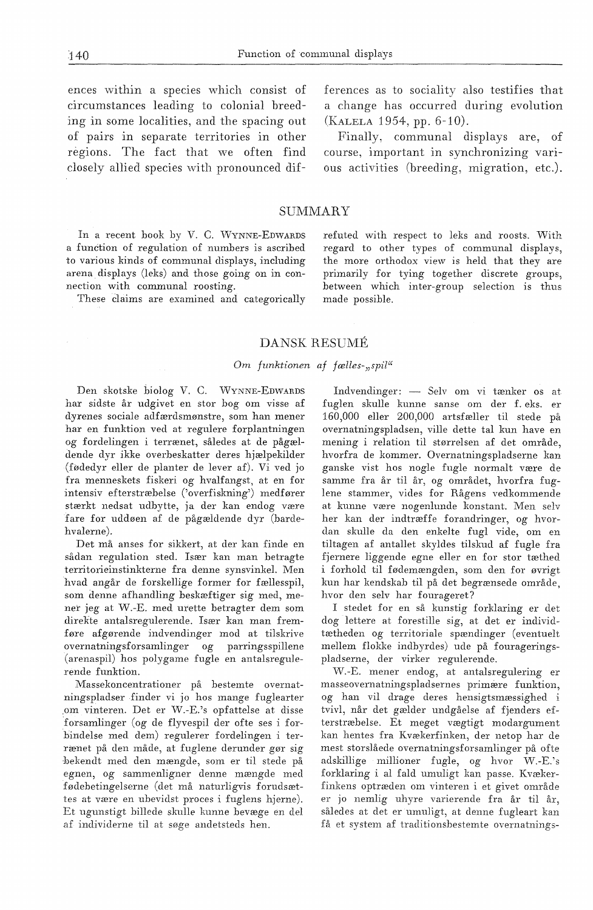ences within a species which consist of circumstances leading to colonial breeding in some localities, and the spacing out of pairs in separate territories in other regions. The fact that we often find closely allied species with pronounced differences as to sociality also testifies that a change has occurred during evolution (KALELA 1954, pp. 6-10).

Finally, communal displays are, of course, important in synchronizing various activities (breeding, migration, etc.).

## SUMMARY

In a recent book by V. C. WYNNE-EDWARDS a function of regulation of numbers is ascribed to various kinds of communal displays, including arena displays (leks) and those going on in connection with communal roosting.

These claims are examined and categorically refuted with respect to leks and roosts. With regard to other types of communal displays, the more orthodox view is held that they are primarily for tying together discrete groups, between which inter-group selection is thus made possible.

## DANSK RESUMÉ

*Om funktionen af fælles-„spil“*

Den skotske biolog V. C. WYNNE-EDWARDS har sidste år udgivet en stor bog om visse af dyrenes sociale adfærdsmønstre, som han mener har en funktion ved at regulere forplantningen og fordelingen i terrænet, således at de pågældende dyr ikke overbeskatter deres hjælpekilder (fødedyr eller de planter de lever af). Vi ved jo fra menneskets fiskeri og hvalfangst, at en for intensiv efterstræbelse ('overfiskning') medfører stærkt nedsat udbytte, ja der kan endog være fare for uddøen af de pågældende dyr (bardehvalerne).

Det må anses for sikkert, at der kan finde en sådan regulation sted. Især kan man betragte territorieinstinkterne fra denne synsvinkel. Men hvad angår de forskellige former for fællesspil, som denne afhandling beskæftiger sig med, mener jeg at W.-E. med urette betragter dem som direkte antalsregulerende. Især kan man fremføre afgørende indvendinger mod at tilskrive overnatningsforsamlinger og parringsspillene (arenaspil) hos polygame fugle en antalsregulerende funktion.

Massekoncentrationer på bestemte overnatningspladser finder vi jo hos mange fuglearter om vinteren. Det er W.-E.'s opfattelse at disse forsamlinger (og de flyvespil der ofte ses i forbindelse med dem) regulerer fordelingen i terrænet på den måde, at fuglene derunder gør sig bekendt med den mængde, som er til stede på egnen, og sammenligner denne mængde med fødebetingelserne (det må naturligvis forudsættes at være en ubevidst proces i fuglens hjerne). Et ugunstigt billede skulle kunne bevæge en del af individerne til at søge andetsteds hen.

Indvendinger: — Selv om vi tænker os at fuglen skulle kunne sanse om der f. eks. er 160,000 eller 200,000 artsfæller til stede på overnatningspladsen, ville dette tal kun have en mening i relation til størrelsen af det område, hvorfra de kommer. Overnatningspladserne kan ganske vist hos nogle fugle normalt være de samme fra år til år, og området, hvorfra fuglene stammer, vides for Rågens vedkommende at kunne være nogenlunde konstant. Men selv her kan der indtræffe forandringer, og hvordan skulle da den enkelte fugl vide, om en tiltagen af antallet skyldes tilskud af fugle fra fjernere liggende egne eller en for stor tæthed i forhold til fødemængden, som den for øvrigt kun har kendskab til på det begrænsede område, hvor den selv har fourageret?

I stedet for en så kunstig forklaring er det dog lettere at forestille sig, at det er individtætheden og territoriale spændinger (eventuelt mellem flokke indbyrdes) ude på fourageringspladserne, der virker regulerende.

W.-E. mener endog, at antalsregulering er masseovernatningspladsernes primære funktion, og han vil drage deres hensigtsmæssighed i tvivl, når det gælder undgåelse af fjenders efterstræbelse. Et meget vægtigt modargument kan hentes fra Kvækerfinken, der netop har de mest storslåede overnatningsforsamlinger på ofte adskillige millioner fugle, og hvor W.-E.'s forklaring i al fald umuligt kan passe. Kvækerfinkens optræden om vinteren i et givet område er jo nemlig uhyre varierende fra år til år, således at det er umuligt, at denne fugleart kan få et system af traditionsbestemte overnatnings-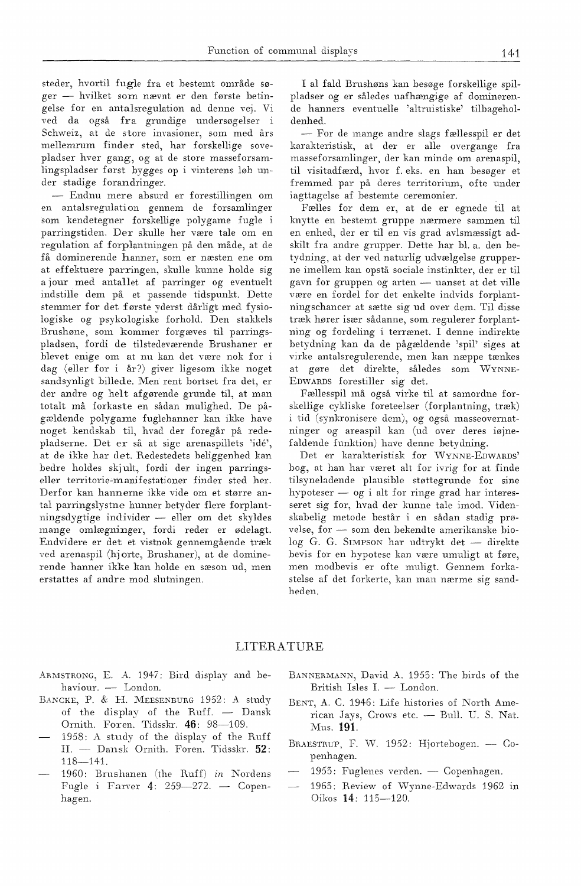steder, hvortil fugle fra et bestemt område søger — hvilket som nævnt er den første betingelse for en antalsregulation ad denne vej. Vi ved da også fra grundige undersøgelser i Schweiz, at de store invasioner, som med års mellemrum finder sted, har forskellige sovepladser hver gang, og at de store masseforsamlingspladser først bygges op i vinterens løb under stadige forandringer.

— Endnu mere absurd er forestillingen om en antalsregulation gennem de forsamlinger som kendetegner forskellige polygame fugle i parringstiden. Der skulle her være tale om en regulation af forplantningen på den måde, at de få dominerende hanner, som er næsten ene om at effektuere parringen, skulle kunne holde sig a jour med antallet af parringer og eventuelt indstille dem på et passende tidspunkt. Dette stemmer for det første yderst dårligt med fysiologiske og psykologiske forhold. Den stakkels Brushøne, som kommer forgæves til parringspladsen, fordi de tilstedeværende Brushaner er blevet enige om at nu kan det være nok for i dag (eller for i år?) giver ligesom ikke noget sandsynligt billede. Men rent bortset fra det, er der andre og helt afgørende grunde til, at man totalt må forkaste en sådan mulighed. De pågældende polygame fuglehanner kan ikke have noget kendskab til, hvad der foregår på redepladserne. Det er så at sige arenaspillets 'idé', at de ikke har det. Redestedets beliggenhed kan bedre holdes skjult, fordi der ingen parrings- eller territorie-manifestationer finder sted her. Derfor kan hannerne ikke vide om et større antal parringslystne hunner betyder flere forplantningsdygtige individer — eller om det skyldes mange omlægninger, fordi reder er ødelagt. Endvidere er det et vistnok gennemgående træk ved arenaspil (hjorte, Brushaner), at de dominerende hanner ikke kan holde en sæson ud, men erstattes af andre mod slutningen.

I al fald Brushøns kan besøge forskellige spilpladser og er således uafhængige af dominerende hanners eventuelle 'altruistiske' tilbageholdenhed.

— For de mange andre slags fællesspil er det karakteristisk, at der er alle overgange fra masseforsamlinger, der kan minde om arenaspil, til visitadfærd, hvor f. eks. en han besøger et fremmed par på deres territorium, ofte under iagttagelse af bestemte ceremonier.

Fælles for dem er, at de er egnede til at knytte en bestemt gruppe nærmere sammen til en enhed, der er til en vis grad avlsmæssigt adskilt fra andre grupper. Dette har bl. a. den betydning, at der ved naturlig udvælgelse grupperne imellem kan opstå sociale instinkter, der er til gavn for gruppen og arten — uanset at det ville være en fordel for det enkelte indvids forplantningschancer at sætte sig ud over dem. Til disse træk hører især sådanne, som regulerer forplantning og fordeling i terrænet. I denne indirekte betydning kan da de pågældende 'spil' siges at virke antalsregulerende, men kan næppe tænkes at gøre det direkte, således som Wynne-Edwards forestiller sig det.

Fællesspil må også virke til at samordne forskellige cykliske foreteelser (forplantning, træk) i tid (synkronisere dem), og også masseovernatninger og areaspil kan (ud over deres iøjnefaldende funktion) have denne betydning.

Det er karakteristisk for Wynne-Edwards' bog, at han har været alt for ivrig for at finde tilsyneladende plausible støttegrunde for sine hypoteser — og i alt for ringe grad har interesseret sig for, hvad der kunne tale imod. Videnskabelig metode består i en sådan stadig prøvelse, for — som den bekendte amerikanske biolog G. G. Simpson har udtrykt det — direkte bevis for en hypotese kan være umuligt at føre, men modbevis er ofte muligt. Gennem forkastelse af det forkerte, kan man nærme sig sandheden.

## LITERATURE

Armstrong, E. A. 1947: Bird display and behaviour. — London.

Bancke, P. & H. Meesenburg 1952: A study of the display of the Ruff. — Dansk Ornith. Foren. Tidsskr. **46**: 98—109.

— 1958: A study of the display of the Ruff II. — Dansk Ornith. Foren. Tidsskr. **52**: 118—141.

— 1960: Brushanen (the Ruff) *in* Nordens Fugle i Farver **4**: 259—272. — Copenhagen.

Bannermann, David A. 1953: The birds of the British Isles I. — London.

Bent, A. C. 1946: Life histories of North American Jays, Crows etc. — Bull. U. S. Nat. Mus. **191**.

Braestrup, F. W. 1952: Hjortebogen. — Copenhagen.

— 1953: Fuglenes verden. — Copenhagen.

— 1963: Review of Wynne-Edwards 1962 in Oikos **14**: 113—120.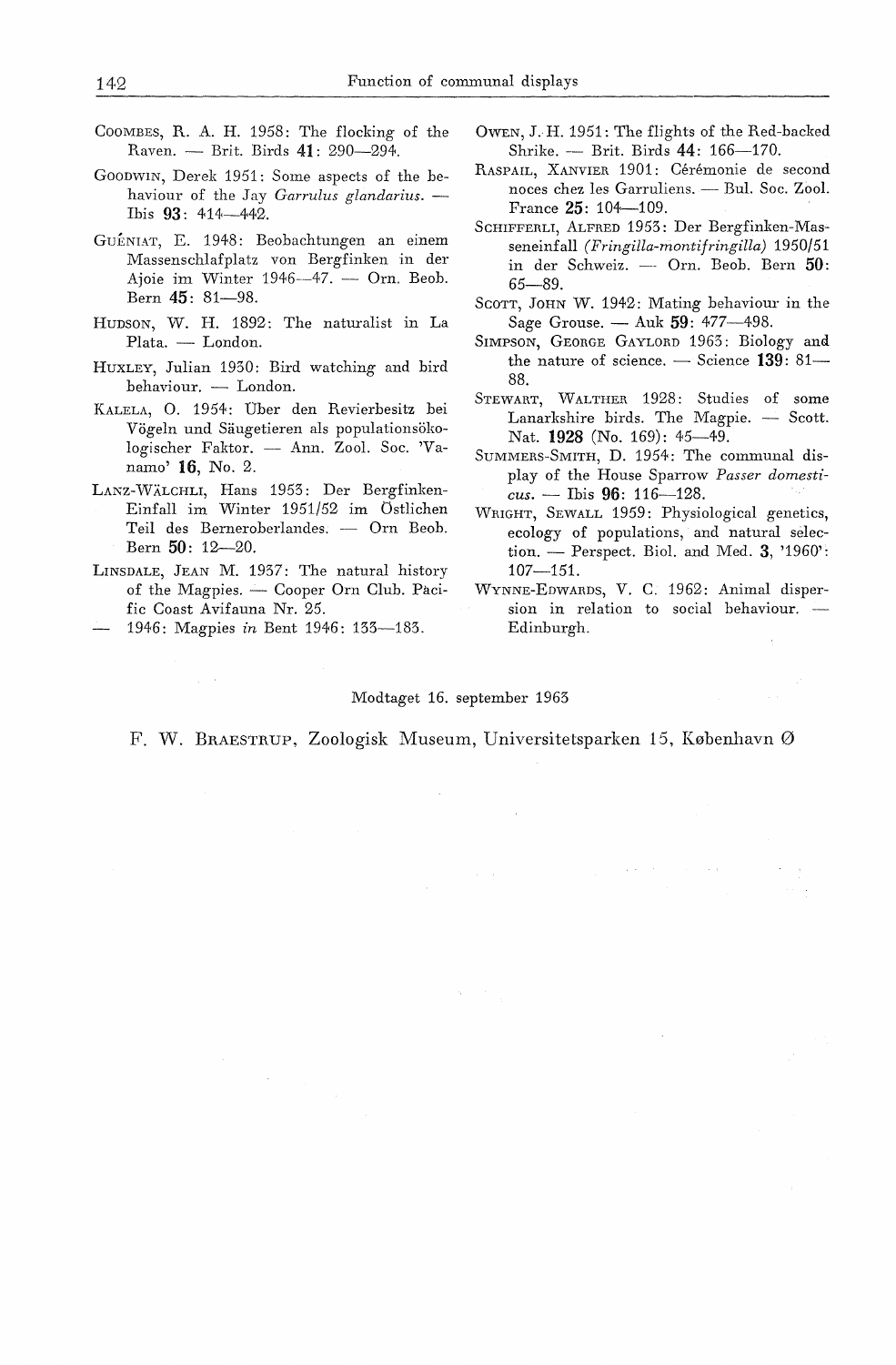COOMBES, R. A. H. 1958: The flocking of the Raven. — Brit. Birds **41**: 290—294.

GOODWIN, Derek 1951: Some aspects of the behaviour of the Jay *Garrulus glandarius*. — Ibis **93**: 414—442.

GUÉNIAT, E. 1948: Beobachtungen an einem Massenschlafplatz von Bergfinken in der Ajoie im Winter 1946—47. — Orn. Beob. Bern **45**: 81—98.

HUDSON, W. H. 1892: The naturalist in La Plata. — London.

HUXLEY, Julian 1930: Bird watching and bird behaviour. — London.

KALELA, O. 1954: Über den Revierbesitz bei Vögeln und Säugetieren als populationsökologischer Faktor. — Ann. Zool. Soc. 'Vanamo' **16**, No. 2.

LANZ-WÄLCHLI, Hans 1953: Der Bergfinken-Einfall im Winter 1951/52 im Östlichen Teil des Berneroberlandes. — Orn Beob. Bern **50**: 12—20.

LINSDALE, JEAN M. 1937: The natural history of the Magpies. — Cooper Orn Club. Pacific Coast Avifauna Nr. 25.

— 1946: Magpies *in* Bent 1946: 133—183.

OWEN, J. H. 1951: The flights of the Red-backed Shrike. — Brit. Birds **44**: 166—170.

RASPAIL, XANVIER 1901: Cérémonie de second noces chez les Garruliens. — Bul. Soc. Zool. France **25**: 104—109.

SCHIFFERLI, ALFRED 1953: Der Bergfinken-Masseneinfall *(Fringilla-montifringilla)* 1950/51 in der Schweiz. — Orn. Beob. Bern **50**: 65—89.

SCOTT, JOHN W. 1942: Mating behaviour in the Sage Grouse. — Auk **59**: 477—498.

SIMPSON, GEORGE GAYLORD 1963: Biology and the nature of science. — Science **139**: 81—88.

STEWART, WALTHER 1928: Studies of some Lanarkshire birds. The Magpie. — Scott. Nat. **1928** (No. 169): 45—49.

SUMMERS-SMITH, D. 1954: The communal display of the House Sparrow *Passer domesticus*. — Ibis **96**: 116—128.

WRIGHT, SEWALL 1959: Physiological genetics, ecology of populations, and natural selection. — Perspect. Biol. and Med. **3**, '1960': 107—151.

WYNNE-EDWARDS, V. C. 1962: Animal dispersion in relation to social behaviour. — Edinburgh.

Modtaget 16. september 1963

F. W. BRAESTRUP, Zoologisk Museum, Universitetsparken 15, København Ø